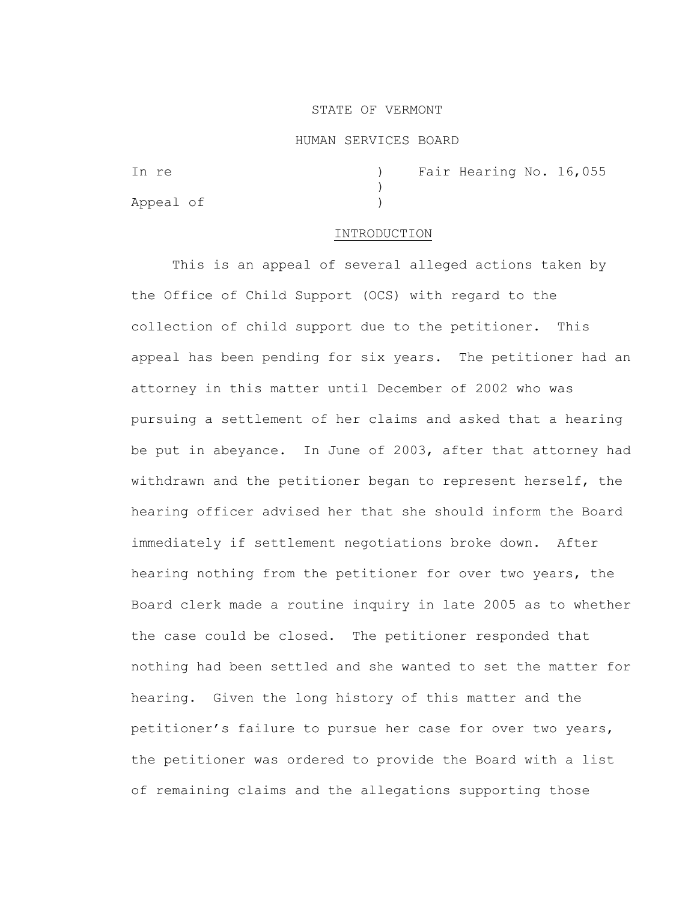STATE OF VERMONT

HUMAN SERVICES BOARD

In re ) Fair Hearing No. 16,055
)
Appeal of )

## INTRODUCTION

This is an appeal of several alleged actions taken by the Office of Child Support (OCS) with regard to the collection of child support due to the petitioner. This appeal has been pending for six years. The petitioner had an attorney in this matter until December of 2002 who was pursuing a settlement of her claims and asked that a hearing be put in abeyance. In June of 2003, after that attorney had withdrawn and the petitioner began to represent herself, the hearing officer advised her that she should inform the Board immediately if settlement negotiations broke down. After hearing nothing from the petitioner for over two years, the Board clerk made a routine inquiry in late 2005 as to whether the case could be closed. The petitioner responded that nothing had been settled and she wanted to set the matter for hearing. Given the long history of this matter and the petitioner's failure to pursue her case for over two years, the petitioner was ordered to provide the Board with a list of remaining claims and the allegations supporting those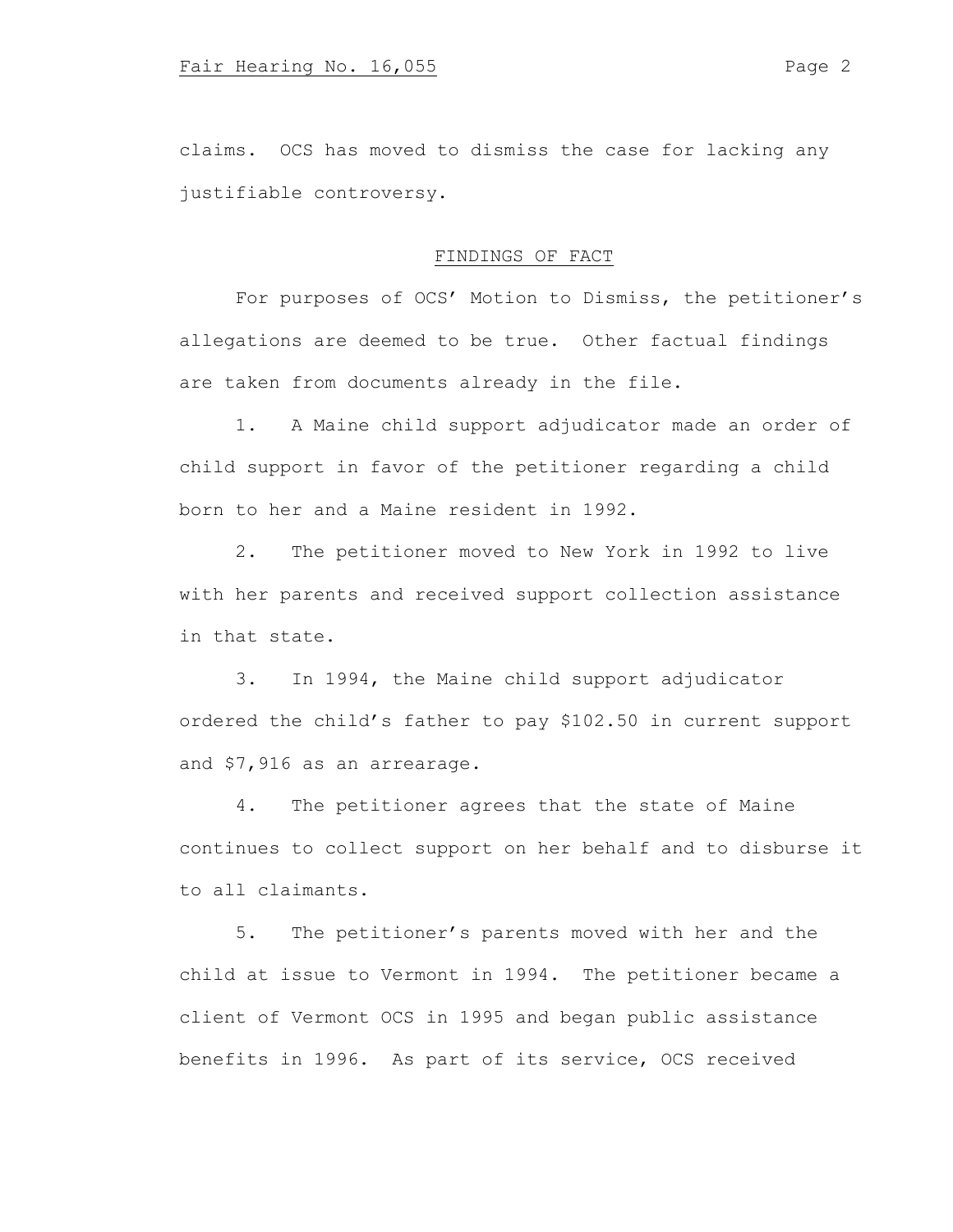claims. OCS has moved to dismiss the case for lacking any justifiable controversy.

## FINDINGS OF FACT

For purposes of OCS' Motion to Dismiss, the petitioner's allegations are deemed to be true. Other factual findings are taken from documents already in the file.

1. A Maine child support adjudicator made an order of child support in favor of the petitioner regarding a child born to her and a Maine resident in 1992.

2. The petitioner moved to New York in 1992 to live with her parents and received support collection assistance in that state.

3. In 1994, the Maine child support adjudicator ordered the child's father to pay $102.50 in current support and $7,916 as an arrearage.

4. The petitioner agrees that the state of Maine continues to collect support on her behalf and to disburse it to all claimants.

5. The petitioner's parents moved with her and the child at issue to Vermont in 1994. The petitioner became a client of Vermont OCS in 1995 and began public assistance benefits in 1996. As part of its service, OCS received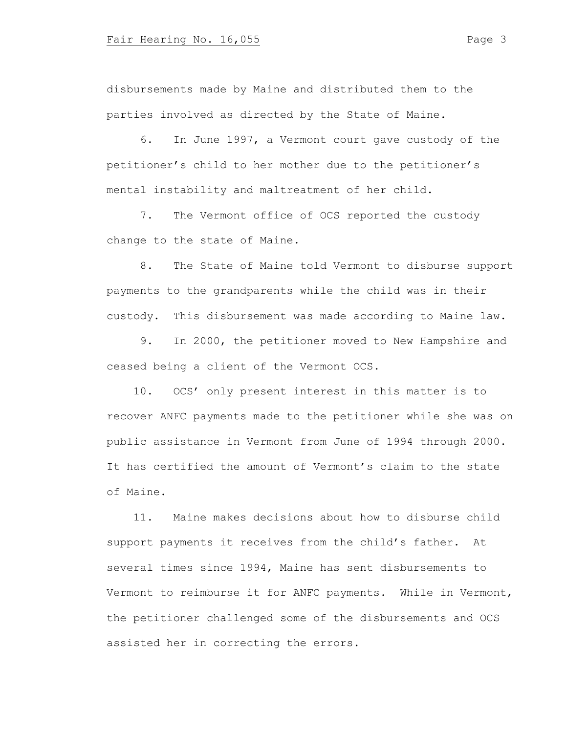disbursements made by Maine and distributed them to the parties involved as directed by the State of Maine.

6. In June 1997, a Vermont court gave custody of the petitioner's child to her mother due to the petitioner's mental instability and maltreatment of her child.

7. The Vermont office of OCS reported the custody change to the state of Maine.

8. The State of Maine told Vermont to disburse support payments to the grandparents while the child was in their custody. This disbursement was made according to Maine law.

9. In 2000, the petitioner moved to New Hampshire and ceased being a client of the Vermont OCS.

10. OCS' only present interest in this matter is to recover ANFC payments made to the petitioner while she was on public assistance in Vermont from June of 1994 through 2000. It has certified the amount of Vermont's claim to the state of Maine.

11. Maine makes decisions about how to disburse child support payments it receives from the child's father. At several times since 1994, Maine has sent disbursements to Vermont to reimburse it for ANFC payments. While in Vermont, the petitioner challenged some of the disbursements and OCS assisted her in correcting the errors.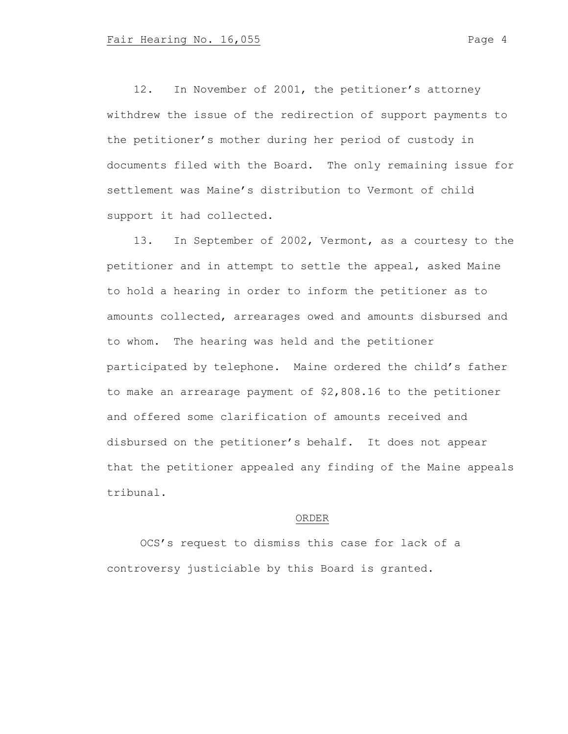12. In November of 2001, the petitioner's attorney withdrew the issue of the redirection of support payments to the petitioner's mother during her period of custody in documents filed with the Board. The only remaining issue for settlement was Maine's distribution to Vermont of child support it had collected.

13. In September of 2002, Vermont, as a courtesy to the petitioner and in attempt to settle the appeal, asked Maine to hold a hearing in order to inform the petitioner as to amounts collected, arrearages owed and amounts disbursed and to whom. The hearing was held and the petitioner participated by telephone. Maine ordered the child's father to make an arrearage payment of $2,808.16 to the petitioner and offered some clarification of amounts received and disbursed on the petitioner's behalf. It does not appear that the petitioner appealed any finding of the Maine appeals tribunal.

## ORDER

OCS's request to dismiss this case for lack of a controversy justiciable by this Board is granted.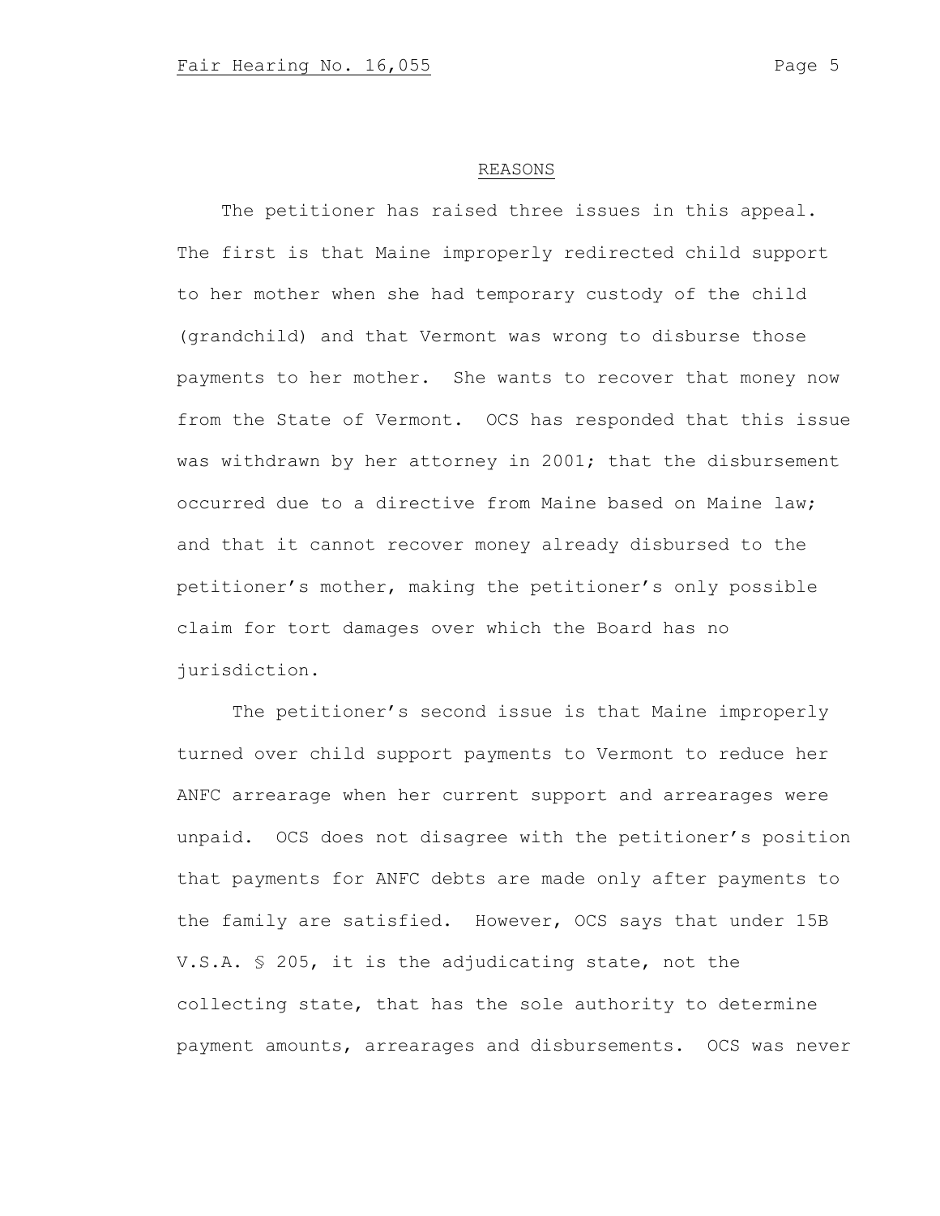## REASONS

The petitioner has raised three issues in this appeal. The first is that Maine improperly redirected child support to her mother when she had temporary custody of the child (grandchild) and that Vermont was wrong to disburse those payments to her mother. She wants to recover that money now from the State of Vermont. OCS has responded that this issue was withdrawn by her attorney in 2001; that the disbursement occurred due to a directive from Maine based on Maine law; and that it cannot recover money already disbursed to the petitioner's mother, making the petitioner's only possible claim for tort damages over which the Board has no jurisdiction.

The petitioner's second issue is that Maine improperly turned over child support payments to Vermont to reduce her ANFC arrearage when her current support and arrearages were unpaid. OCS does not disagree with the petitioner's position that payments for ANFC debts are made only after payments to the family are satisfied. However, OCS says that under 15B V.S.A. § 205, it is the adjudicating state, not the collecting state, that has the sole authority to determine payment amounts, arrearages and disbursements. OCS was never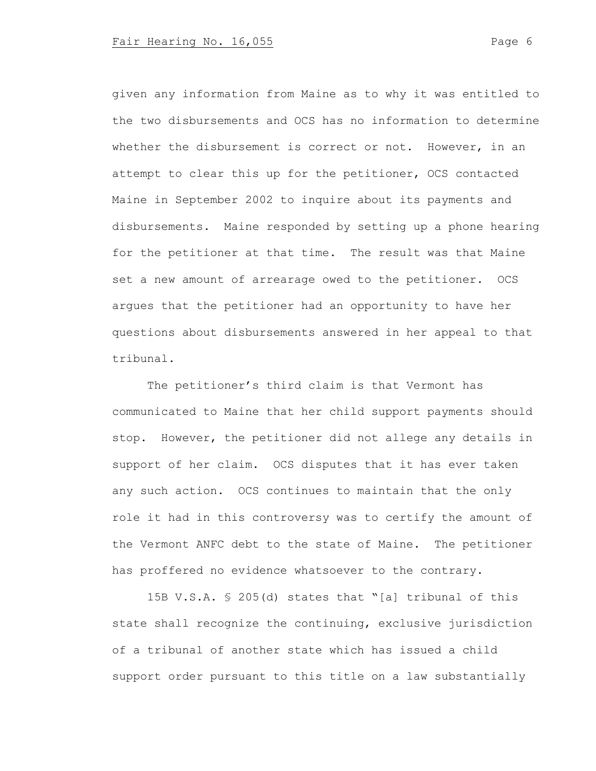given any information from Maine as to why it was entitled to the two disbursements and OCS has no information to determine whether the disbursement is correct or not. However, in an attempt to clear this up for the petitioner, OCS contacted Maine in September 2002 to inquire about its payments and disbursements. Maine responded by setting up a phone hearing for the petitioner at that time. The result was that Maine set a new amount of arrearage owed to the petitioner. OCS argues that the petitioner had an opportunity to have her questions about disbursements answered in her appeal to that tribunal.

The petitioner's third claim is that Vermont has communicated to Maine that her child support payments should stop. However, the petitioner did not allege any details in support of her claim. OCS disputes that it has ever taken any such action. OCS continues to maintain that the only role it had in this controversy was to certify the amount of the Vermont ANFC debt to the state of Maine. The petitioner has proffered no evidence whatsoever to the contrary.

15B V.S.A. § 205(d) states that "[a] tribunal of this state shall recognize the continuing, exclusive jurisdiction of a tribunal of another state which has issued a child support order pursuant to this title on a law substantially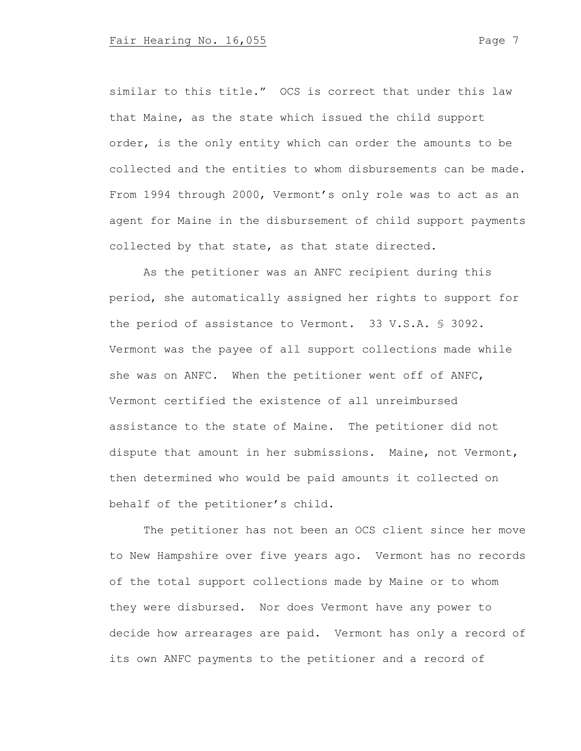similar to this title." OCS is correct that under this law that Maine, as the state which issued the child support order, is the only entity which can order the amounts to be collected and the entities to whom disbursements can be made. From 1994 through 2000, Vermont's only role was to act as an agent for Maine in the disbursement of child support payments collected by that state, as that state directed.

As the petitioner was an ANFC recipient during this period, she automatically assigned her rights to support for the period of assistance to Vermont. 33 V.S.A. § 3092. Vermont was the payee of all support collections made while she was on ANFC. When the petitioner went off of ANFC, Vermont certified the existence of all unreimbursed assistance to the state of Maine. The petitioner did not dispute that amount in her submissions. Maine, not Vermont, then determined who would be paid amounts it collected on behalf of the petitioner's child.

The petitioner has not been an OCS client since her move to New Hampshire over five years ago. Vermont has no records of the total support collections made by Maine or to whom they were disbursed. Nor does Vermont have any power to decide how arrearages are paid. Vermont has only a record of its own ANFC payments to the petitioner and a record of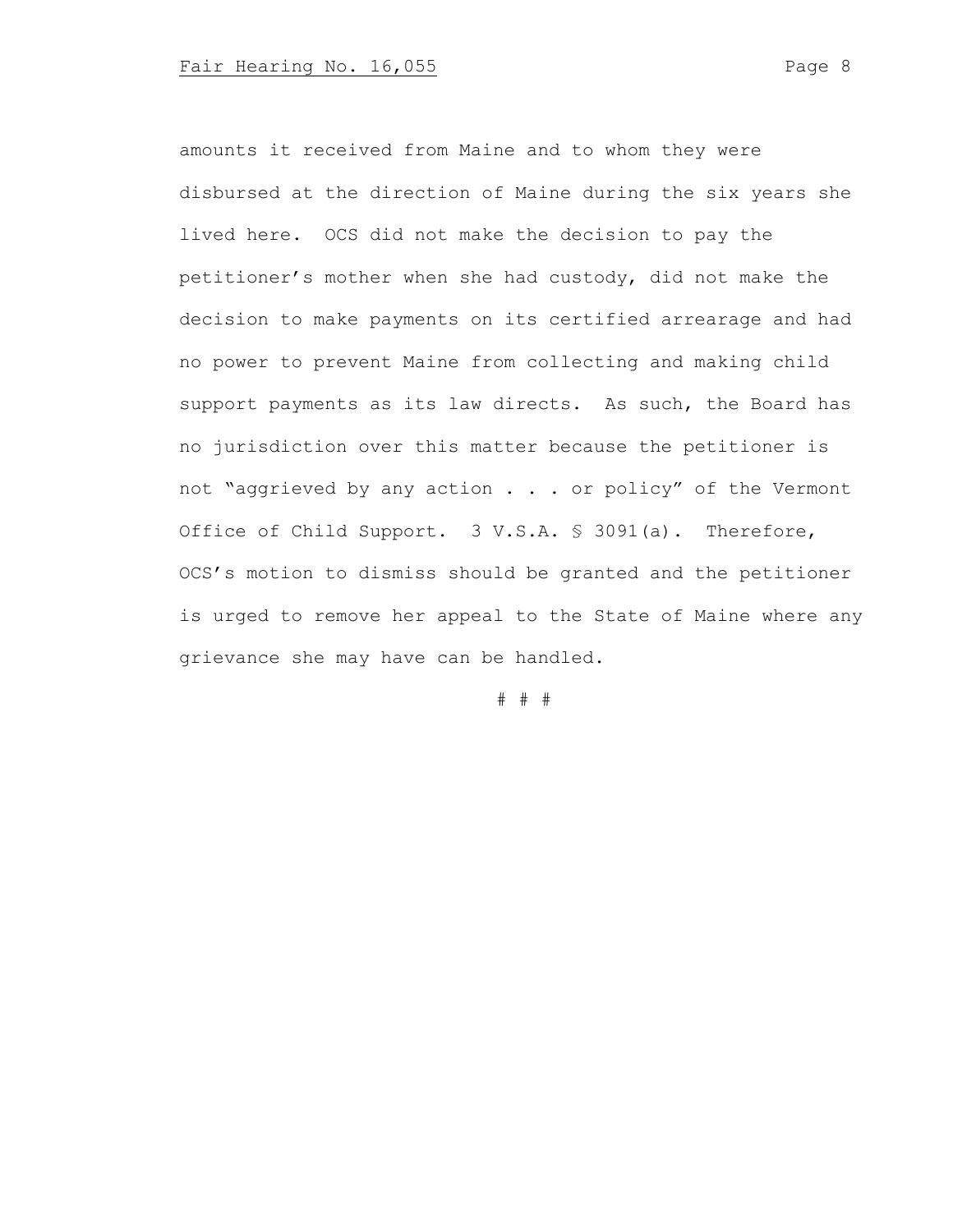amounts it received from Maine and to whom they were disbursed at the direction of Maine during the six years she lived here. OCS did not make the decision to pay the petitioner's mother when she had custody, did not make the decision to make payments on its certified arrearage and had no power to prevent Maine from collecting and making child support payments as its law directs. As such, the Board has no jurisdiction over this matter because the petitioner is not "aggrieved by any action . . . or policy" of the Vermont Office of Child Support. 3 V.S.A. § 3091(a). Therefore, OCS's motion to dismiss should be granted and the petitioner is urged to remove her appeal to the State of Maine where any grievance she may have can be handled.

# # #